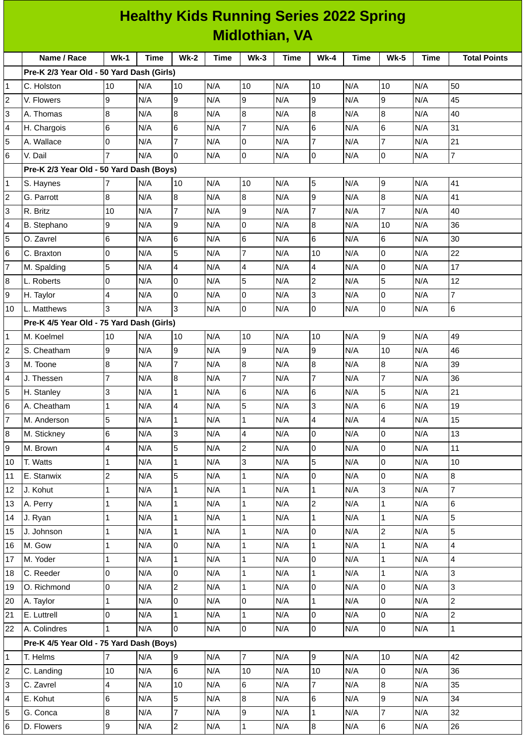# Healthy Kids Running Series 2022 Spring
## Midlothian, VA

| | Name / Race | Wk-1 | Time | Wk-2 | Time | Wk-3 | Time | Wk-4 | Time | Wk-5 | Time | Total Points |
|---|---|---|---|---|---|---|---|---|---|---|---|---|
| | **Pre-K 2/3 Year Old - 50 Yard Dash (Girls)** | | | | | | | | | | | |
| 1 | C. Holston | 10 | N/A | 10 | N/A | 10 | N/A | 10 | N/A | 10 | N/A | 50 |
| 2 | V. Flowers | 9 | N/A | 9 | N/A | 9 | N/A | 9 | N/A | 9 | N/A | 45 |
| 3 | A. Thomas | 8 | N/A | 8 | N/A | 8 | N/A | 8 | N/A | 8 | N/A | 40 |
| 4 | H. Chargois | 6 | N/A | 6 | N/A | 7 | N/A | 6 | N/A | 6 | N/A | 31 |
| 5 | A. Wallace | 0 | N/A | 7 | N/A | 0 | N/A | 7 | N/A | 7 | N/A | 21 |
| 6 | V. Dail | 7 | N/A | 0 | N/A | 0 | N/A | 0 | N/A | 0 | N/A | 7 |
| | **Pre-K 2/3 Year Old - 50 Yard Dash (Boys)** | | | | | | | | | | | |
| 1 | S. Haynes | 7 | N/A | 10 | N/A | 10 | N/A | 5 | N/A | 9 | N/A | 41 |
| 2 | G. Parrott | 8 | N/A | 8 | N/A | 8 | N/A | 9 | N/A | 8 | N/A | 41 |
| 3 | R. Britz | 10 | N/A | 7 | N/A | 9 | N/A | 7 | N/A | 7 | N/A | 40 |
| 4 | B. Stephano | 9 | N/A | 9 | N/A | 0 | N/A | 8 | N/A | 10 | N/A | 36 |
| 5 | O. Zavrel | 6 | N/A | 6 | N/A | 6 | N/A | 6 | N/A | 6 | N/A | 30 |
| 6 | C. Braxton | 0 | N/A | 5 | N/A | 7 | N/A | 10 | N/A | 0 | N/A | 22 |
| 7 | M. Spalding | 5 | N/A | 4 | N/A | 4 | N/A | 4 | N/A | 0 | N/A | 17 |
| 8 | L. Roberts | 0 | N/A | 0 | N/A | 5 | N/A | 2 | N/A | 5 | N/A | 12 |
| 9 | H. Taylor | 4 | N/A | 0 | N/A | 0 | N/A | 3 | N/A | 0 | N/A | 7 |
| 10 | L. Matthews | 3 | N/A | 3 | N/A | 0 | N/A | 0 | N/A | 0 | N/A | 6 |
| | **Pre-K 4/5 Year Old - 75 Yard Dash (Girls)** | | | | | | | | | | | |
| 1 | M. Koelmel | 10 | N/A | 10 | N/A | 10 | N/A | 10 | N/A | 9 | N/A | 49 |
| 2 | S. Cheatham | 9 | N/A | 9 | N/A | 9 | N/A | 9 | N/A | 10 | N/A | 46 |
| 3 | M. Toone | 8 | N/A | 7 | N/A | 8 | N/A | 8 | N/A | 8 | N/A | 39 |
| 4 | J. Thessen | 7 | N/A | 8 | N/A | 7 | N/A | 7 | N/A | 7 | N/A | 36 |
| 5 | H. Stanley | 3 | N/A | 1 | N/A | 6 | N/A | 6 | N/A | 5 | N/A | 21 |
| 6 | A. Cheatham | 1 | N/A | 4 | N/A | 5 | N/A | 3 | N/A | 6 | N/A | 19 |
| 7 | M. Anderson | 5 | N/A | 1 | N/A | 1 | N/A | 4 | N/A | 4 | N/A | 15 |
| 8 | M. Stickney | 6 | N/A | 3 | N/A | 4 | N/A | 0 | N/A | 0 | N/A | 13 |
| 9 | M. Brown | 4 | N/A | 5 | N/A | 2 | N/A | 0 | N/A | 0 | N/A | 11 |
| 10 | T. Watts | 1 | N/A | 1 | N/A | 3 | N/A | 5 | N/A | 0 | N/A | 10 |
| 11 | E. Stanwix | 2 | N/A | 5 | N/A | 1 | N/A | 0 | N/A | 0 | N/A | 8 |
| 12 | J. Kohut | 1 | N/A | 1 | N/A | 1 | N/A | 1 | N/A | 3 | N/A | 7 |
| 13 | A. Perry | 1 | N/A | 1 | N/A | 1 | N/A | 2 | N/A | 1 | N/A | 6 |
| 14 | J. Ryan | 1 | N/A | 1 | N/A | 1 | N/A | 1 | N/A | 1 | N/A | 5 |
| 15 | J. Johnson | 1 | N/A | 1 | N/A | 1 | N/A | 0 | N/A | 2 | N/A | 5 |
| 16 | M. Gow | 1 | N/A | 0 | N/A | 1 | N/A | 1 | N/A | 1 | N/A | 4 |
| 17 | M. Yoder | 1 | N/A | 1 | N/A | 1 | N/A | 0 | N/A | 1 | N/A | 4 |
| 18 | C. Reeder | 0 | N/A | 0 | N/A | 1 | N/A | 1 | N/A | 1 | N/A | 3 |
| 19 | O. Richmond | 0 | N/A | 2 | N/A | 1 | N/A | 0 | N/A | 0 | N/A | 3 |
| 20 | A. Taylor | 1 | N/A | 0 | N/A | 0 | N/A | 1 | N/A | 0 | N/A | 2 |
| 21 | E. Luttrell | 0 | N/A | 1 | N/A | 1 | N/A | 0 | N/A | 0 | N/A | 2 |
| 22 | A. Colindres | 1 | N/A | 0 | N/A | 0 | N/A | 0 | N/A | 0 | N/A | 1 |
| | **Pre-K 4/5 Year Old - 75 Yard Dash (Boys)** | | | | | | | | | | | |
| 1 | T. Helms | 7 | N/A | 9 | N/A | 7 | N/A | 9 | N/A | 10 | N/A | 42 |
| 2 | C. Landing | 10 | N/A | 6 | N/A | 10 | N/A | 10 | N/A | 0 | N/A | 36 |
| 3 | C. Zavrel | 4 | N/A | 10 | N/A | 6 | N/A | 7 | N/A | 8 | N/A | 35 |
| 4 | E. Kohut | 6 | N/A | 5 | N/A | 8 | N/A | 6 | N/A | 9 | N/A | 34 |
| 5 | G. Conca | 8 | N/A | 7 | N/A | 9 | N/A | 1 | N/A | 7 | N/A | 32 |
| 6 | D. Flowers | 9 | N/A | 2 | N/A | 1 | N/A | 8 | N/A | 6 | N/A | 26 |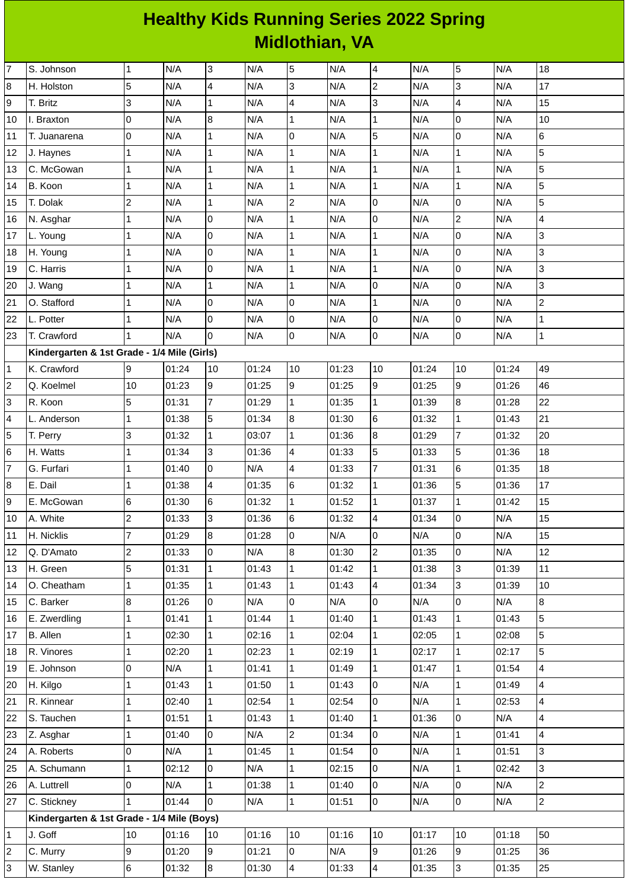# Healthy Kids Running Series 2022 Spring
## Midlothian, VA

| | | | | | | | | | | | | |
|---|---|---|---|---|---|---|---|---|---|---|---|---|
| 7 | S. Johnson | 1 | N/A | 3 | N/A | 5 | N/A | 4 | N/A | 5 | N/A | 18 |
| 8 | H. Holston | 5 | N/A | 4 | N/A | 3 | N/A | 2 | N/A | 3 | N/A | 17 |
| 9 | T. Britz | 3 | N/A | 1 | N/A | 4 | N/A | 3 | N/A | 4 | N/A | 15 |
| 10 | I. Braxton | 0 | N/A | 8 | N/A | 1 | N/A | 1 | N/A | 0 | N/A | 10 |
| 11 | T. Juanarena | 0 | N/A | 1 | N/A | 0 | N/A | 5 | N/A | 0 | N/A | 6 |
| 12 | J. Haynes | 1 | N/A | 1 | N/A | 1 | N/A | 1 | N/A | 1 | N/A | 5 |
| 13 | C. McGowan | 1 | N/A | 1 | N/A | 1 | N/A | 1 | N/A | 1 | N/A | 5 |
| 14 | B. Koon | 1 | N/A | 1 | N/A | 1 | N/A | 1 | N/A | 1 | N/A | 5 |
| 15 | T. Dolak | 2 | N/A | 1 | N/A | 2 | N/A | 0 | N/A | 0 | N/A | 5 |
| 16 | N. Asghar | 1 | N/A | 0 | N/A | 1 | N/A | 0 | N/A | 2 | N/A | 4 |
| 17 | L. Young | 1 | N/A | 0 | N/A | 1 | N/A | 1 | N/A | 0 | N/A | 3 |
| 18 | H. Young | 1 | N/A | 0 | N/A | 1 | N/A | 1 | N/A | 0 | N/A | 3 |
| 19 | C. Harris | 1 | N/A | 0 | N/A | 1 | N/A | 1 | N/A | 0 | N/A | 3 |
| 20 | J. Wang | 1 | N/A | 1 | N/A | 1 | N/A | 0 | N/A | 0 | N/A | 3 |
| 21 | O. Stafford | 1 | N/A | 0 | N/A | 0 | N/A | 1 | N/A | 0 | N/A | 2 |
| 22 | L. Potter | 1 | N/A | 0 | N/A | 0 | N/A | 0 | N/A | 0 | N/A | 1 |
| 23 | T. Crawford | 1 | N/A | 0 | N/A | 0 | N/A | 0 | N/A | 0 | N/A | 1 |
| | **Kindergarten & 1st Grade - 1/4 Mile (Girls)** | | | | | | | | | | | |
| 1 | K. Crawford | 9 | 01:24 | 10 | 01:24 | 10 | 01:23 | 10 | 01:24 | 10 | 01:24 | 49 |
| 2 | Q. Koelmel | 10 | 01:23 | 9 | 01:25 | 9 | 01:25 | 9 | 01:25 | 9 | 01:26 | 46 |
| 3 | R. Koon | 5 | 01:31 | 7 | 01:29 | 1 | 01:35 | 1 | 01:39 | 8 | 01:28 | 22 |
| 4 | L. Anderson | 1 | 01:38 | 5 | 01:34 | 8 | 01:30 | 6 | 01:32 | 1 | 01:43 | 21 |
| 5 | T. Perry | 3 | 01:32 | 1 | 03:07 | 1 | 01:36 | 8 | 01:29 | 7 | 01:32 | 20 |
| 6 | H. Watts | 1 | 01:34 | 3 | 01:36 | 4 | 01:33 | 5 | 01:33 | 5 | 01:36 | 18 |
| 7 | G. Furfari | 1 | 01:40 | 0 | N/A | 4 | 01:33 | 7 | 01:31 | 6 | 01:35 | 18 |
| 8 | E. Dail | 1 | 01:38 | 4 | 01:35 | 6 | 01:32 | 1 | 01:36 | 5 | 01:36 | 17 |
| 9 | E. McGowan | 6 | 01:30 | 6 | 01:32 | 1 | 01:52 | 1 | 01:37 | 1 | 01:42 | 15 |
| 10 | A. White | 2 | 01:33 | 3 | 01:36 | 6 | 01:32 | 4 | 01:34 | 0 | N/A | 15 |
| 11 | H. Nicklis | 7 | 01:29 | 8 | 01:28 | 0 | N/A | 0 | N/A | 0 | N/A | 15 |
| 12 | Q. D'Amato | 2 | 01:33 | 0 | N/A | 8 | 01:30 | 2 | 01:35 | 0 | N/A | 12 |
| 13 | H. Green | 5 | 01:31 | 1 | 01:43 | 1 | 01:42 | 1 | 01:38 | 3 | 01:39 | 11 |
| 14 | O. Cheatham | 1 | 01:35 | 1 | 01:43 | 1 | 01:43 | 4 | 01:34 | 3 | 01:39 | 10 |
| 15 | C. Barker | 8 | 01:26 | 0 | N/A | 0 | N/A | 0 | N/A | 0 | N/A | 8 |
| 16 | E. Zwerdling | 1 | 01:41 | 1 | 01:44 | 1 | 01:40 | 1 | 01:43 | 1 | 01:43 | 5 |
| 17 | B. Allen | 1 | 02:30 | 1 | 02:16 | 1 | 02:04 | 1 | 02:05 | 1 | 02:08 | 5 |
| 18 | R. Vinores | 1 | 02:20 | 1 | 02:23 | 1 | 02:19 | 1 | 02:17 | 1 | 02:17 | 5 |
| 19 | E. Johnson | 0 | N/A | 1 | 01:41 | 1 | 01:49 | 1 | 01:47 | 1 | 01:54 | 4 |
| 20 | H. Kilgo | 1 | 01:43 | 1 | 01:50 | 1 | 01:43 | 0 | N/A | 1 | 01:49 | 4 |
| 21 | R. Kinnear | 1 | 02:40 | 1 | 02:54 | 1 | 02:54 | 0 | N/A | 1 | 02:53 | 4 |
| 22 | S. Tauchen | 1 | 01:51 | 1 | 01:43 | 1 | 01:40 | 1 | 01:36 | 0 | N/A | 4 |
| 23 | Z. Asghar | 1 | 01:40 | 0 | N/A | 2 | 01:34 | 0 | N/A | 1 | 01:41 | 4 |
| 24 | A. Roberts | 0 | N/A | 1 | 01:45 | 1 | 01:54 | 0 | N/A | 1 | 01:51 | 3 |
| 25 | A. Schumann | 1 | 02:12 | 0 | N/A | 1 | 02:15 | 0 | N/A | 1 | 02:42 | 3 |
| 26 | A. Luttrell | 0 | N/A | 1 | 01:38 | 1 | 01:40 | 0 | N/A | 0 | N/A | 2 |
| 27 | C. Stickney | 1 | 01:44 | 0 | N/A | 1 | 01:51 | 0 | N/A | 0 | N/A | 2 |
| | **Kindergarten & 1st Grade - 1/4 Mile (Boys)** | | | | | | | | | | | |
| 1 | J. Goff | 10 | 01:16 | 10 | 01:16 | 10 | 01:16 | 10 | 01:17 | 10 | 01:18 | 50 |
| 2 | C. Murry | 9 | 01:20 | 9 | 01:21 | 0 | N/A | 9 | 01:26 | 9 | 01:25 | 36 |
| 3 | W. Stanley | 6 | 01:32 | 8 | 01:30 | 4 | 01:33 | 4 | 01:35 | 3 | 01:35 | 25 |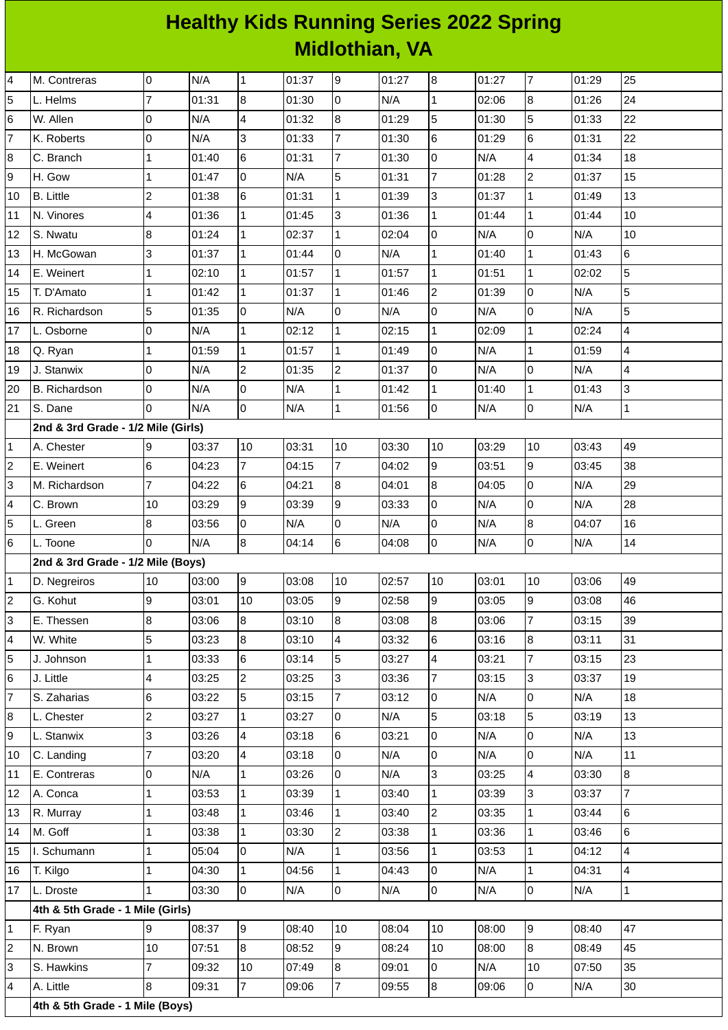# Healthy Kids Running Series 2022 Spring
## Midlothian, VA

| | | | | | | | | | | | | |
|---|---|---|---|---|---|---|---|---|---|---|---|---|
| 4 | M. Contreras | 0 | N/A | 1 | 01:37 | 9 | 01:27 | 8 | 01:27 | 7 | 01:29 | 25 |
| 5 | L. Helms | 7 | 01:31 | 8 | 01:30 | 0 | N/A | 1 | 02:06 | 8 | 01:26 | 24 |
| 6 | W. Allen | 0 | N/A | 4 | 01:32 | 8 | 01:29 | 5 | 01:30 | 5 | 01:33 | 22 |
| 7 | K. Roberts | 0 | N/A | 3 | 01:33 | 7 | 01:30 | 6 | 01:29 | 6 | 01:31 | 22 |
| 8 | C. Branch | 1 | 01:40 | 6 | 01:31 | 7 | 01:30 | 0 | N/A | 4 | 01:34 | 18 |
| 9 | H. Gow | 1 | 01:47 | 0 | N/A | 5 | 01:31 | 7 | 01:28 | 2 | 01:37 | 15 |
| 10 | B. Little | 2 | 01:38 | 6 | 01:31 | 1 | 01:39 | 3 | 01:37 | 1 | 01:49 | 13 |
| 11 | N. Vinores | 4 | 01:36 | 1 | 01:45 | 3 | 01:36 | 1 | 01:44 | 1 | 01:44 | 10 |
| 12 | S. Nwatu | 8 | 01:24 | 1 | 02:37 | 1 | 02:04 | 0 | N/A | 0 | N/A | 10 |
| 13 | H. McGowan | 3 | 01:37 | 1 | 01:44 | 0 | N/A | 1 | 01:40 | 1 | 01:43 | 6 |
| 14 | E. Weinert | 1 | 02:10 | 1 | 01:57 | 1 | 01:57 | 1 | 01:51 | 1 | 02:02 | 5 |
| 15 | T. D'Amato | 1 | 01:42 | 1 | 01:37 | 1 | 01:46 | 2 | 01:39 | 0 | N/A | 5 |
| 16 | R. Richardson | 5 | 01:35 | 0 | N/A | 0 | N/A | 0 | N/A | 0 | N/A | 5 |
| 17 | L. Osborne | 0 | N/A | 1 | 02:12 | 1 | 02:15 | 1 | 02:09 | 1 | 02:24 | 4 |
| 18 | Q. Ryan | 1 | 01:59 | 1 | 01:57 | 1 | 01:49 | 0 | N/A | 1 | 01:59 | 4 |
| 19 | J. Stanwix | 0 | N/A | 2 | 01:35 | 2 | 01:37 | 0 | N/A | 0 | N/A | 4 |
| 20 | B. Richardson | 0 | N/A | 0 | N/A | 1 | 01:42 | 1 | 01:40 | 1 | 01:43 | 3 |
| 21 | S. Dane | 0 | N/A | 0 | N/A | 1 | 01:56 | 0 | N/A | 0 | N/A | 1 |
| | **2nd & 3rd Grade - 1/2 Mile (Girls)** | | | | | | | | | | | |
| 1 | A. Chester | 9 | 03:37 | 10 | 03:31 | 10 | 03:30 | 10 | 03:29 | 10 | 03:43 | 49 |
| 2 | E. Weinert | 6 | 04:23 | 7 | 04:15 | 7 | 04:02 | 9 | 03:51 | 9 | 03:45 | 38 |
| 3 | M. Richardson | 7 | 04:22 | 6 | 04:21 | 8 | 04:01 | 8 | 04:05 | 0 | N/A | 29 |
| 4 | C. Brown | 10 | 03:29 | 9 | 03:39 | 9 | 03:33 | 0 | N/A | 0 | N/A | 28 |
| 5 | L. Green | 8 | 03:56 | 0 | N/A | 0 | N/A | 0 | N/A | 8 | 04:07 | 16 |
| 6 | L. Toone | 0 | N/A | 8 | 04:14 | 6 | 04:08 | 0 | N/A | 0 | N/A | 14 |
| | **2nd & 3rd Grade - 1/2 Mile (Boys)** | | | | | | | | | | | |
| 1 | D. Negreiros | 10 | 03:00 | 9 | 03:08 | 10 | 02:57 | 10 | 03:01 | 10 | 03:06 | 49 |
| 2 | G. Kohut | 9 | 03:01 | 10 | 03:05 | 9 | 02:58 | 9 | 03:05 | 9 | 03:08 | 46 |
| 3 | E. Thessen | 8 | 03:06 | 8 | 03:10 | 8 | 03:08 | 8 | 03:06 | 7 | 03:15 | 39 |
| 4 | W. White | 5 | 03:23 | 8 | 03:10 | 4 | 03:32 | 6 | 03:16 | 8 | 03:11 | 31 |
| 5 | J. Johnson | 1 | 03:33 | 6 | 03:14 | 5 | 03:27 | 4 | 03:21 | 7 | 03:15 | 23 |
| 6 | J. Little | 4 | 03:25 | 2 | 03:25 | 3 | 03:36 | 7 | 03:15 | 3 | 03:37 | 19 |
| 7 | S. Zaharias | 6 | 03:22 | 5 | 03:15 | 7 | 03:12 | 0 | N/A | 0 | N/A | 18 |
| 8 | L. Chester | 2 | 03:27 | 1 | 03:27 | 0 | N/A | 5 | 03:18 | 5 | 03:19 | 13 |
| 9 | L. Stanwix | 3 | 03:26 | 4 | 03:18 | 6 | 03:21 | 0 | N/A | 0 | N/A | 13 |
| 10 | C. Landing | 7 | 03:20 | 4 | 03:18 | 0 | N/A | 0 | N/A | 0 | N/A | 11 |
| 11 | E. Contreras | 0 | N/A | 1 | 03:26 | 0 | N/A | 3 | 03:25 | 4 | 03:30 | 8 |
| 12 | A. Conca | 1 | 03:53 | 1 | 03:39 | 1 | 03:40 | 1 | 03:39 | 3 | 03:37 | 7 |
| 13 | R. Murray | 1 | 03:48 | 1 | 03:46 | 1 | 03:40 | 2 | 03:35 | 1 | 03:44 | 6 |
| 14 | M. Goff | 1 | 03:38 | 1 | 03:30 | 2 | 03:38 | 1 | 03:36 | 1 | 03:46 | 6 |
| 15 | I. Schumann | 1 | 05:04 | 0 | N/A | 1 | 03:56 | 1 | 03:53 | 1 | 04:12 | 4 |
| 16 | T. Kilgo | 1 | 04:30 | 1 | 04:56 | 1 | 04:43 | 0 | N/A | 1 | 04:31 | 4 |
| 17 | L. Droste | 1 | 03:30 | 0 | N/A | 0 | N/A | 0 | N/A | 0 | N/A | 1 |
| | **4th & 5th Grade - 1 Mile (Girls)** | | | | | | | | | | | |
| 1 | F. Ryan | 9 | 08:37 | 9 | 08:40 | 10 | 08:04 | 10 | 08:00 | 9 | 08:40 | 47 |
| 2 | N. Brown | 10 | 07:51 | 8 | 08:52 | 9 | 08:24 | 10 | 08:00 | 8 | 08:49 | 45 |
| 3 | S. Hawkins | 7 | 09:32 | 10 | 07:49 | 8 | 09:01 | 0 | N/A | 10 | 07:50 | 35 |
| 4 | A. Little | 8 | 09:31 | 7 | 09:06 | 7 | 09:55 | 8 | 09:06 | 0 | N/A | 30 |
| | **4th & 5th Grade - 1 Mile (Boys)** | | | | | | | | | | | |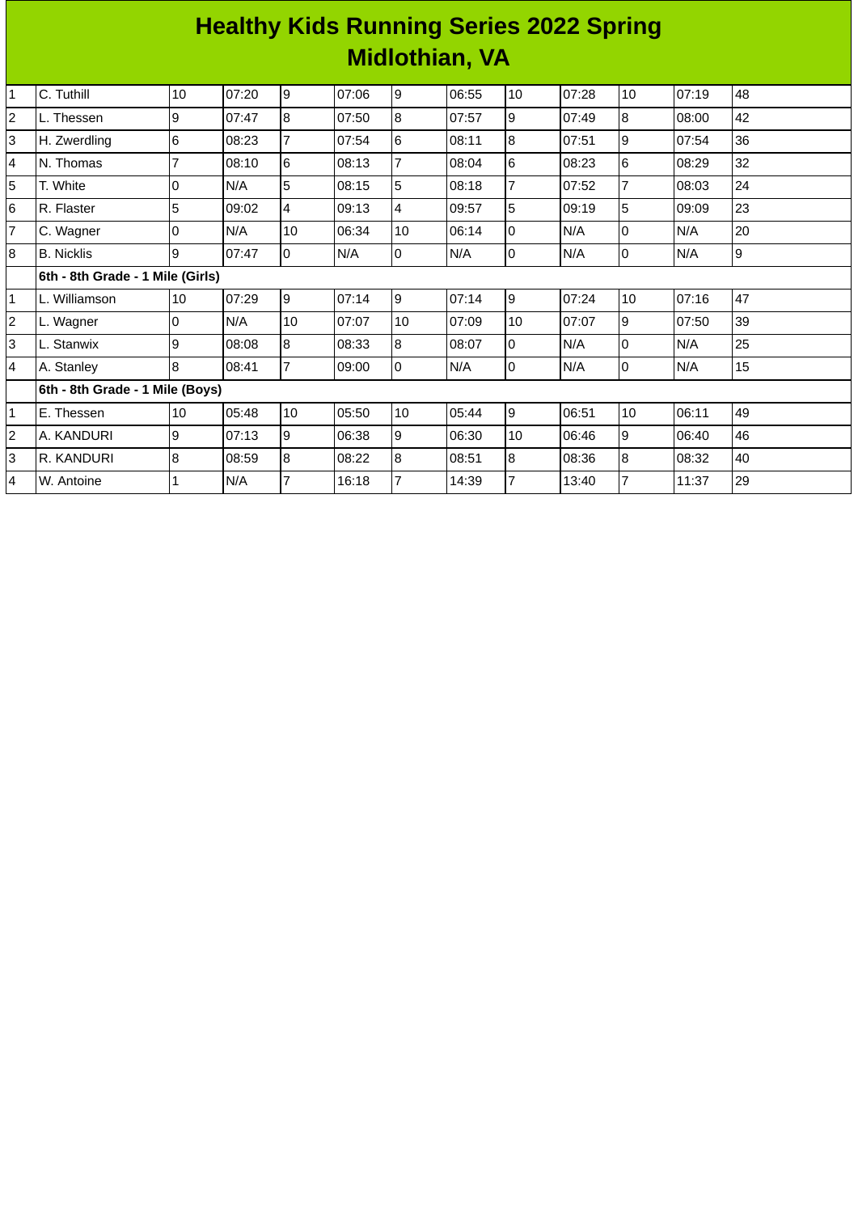# Healthy Kids Running Series 2022 Spring
## Midlothian, VA

| | | | | | | | | | | | | |
|---|---|---|---|---|---|---|---|---|---|---|---|---|
| 1 | C. Tuthill | 10 | 07:20 | 9 | 07:06 | 9 | 06:55 | 10 | 07:28 | 10 | 07:19 | 48 |
| 2 | L. Thessen | 9 | 07:47 | 8 | 07:50 | 8 | 07:57 | 9 | 07:49 | 8 | 08:00 | 42 |
| 3 | H. Zwerdling | 6 | 08:23 | 7 | 07:54 | 6 | 08:11 | 8 | 07:51 | 9 | 07:54 | 36 |
| 4 | N. Thomas | 7 | 08:10 | 6 | 08:13 | 7 | 08:04 | 6 | 08:23 | 6 | 08:29 | 32 |
| 5 | T. White | 0 | N/A | 5 | 08:15 | 5 | 08:18 | 7 | 07:52 | 7 | 08:03 | 24 |
| 6 | R. Flaster | 5 | 09:02 | 4 | 09:13 | 4 | 09:57 | 5 | 09:19 | 5 | 09:09 | 23 |
| 7 | C. Wagner | 0 | N/A | 10 | 06:34 | 10 | 06:14 | 0 | N/A | 0 | N/A | 20 |
| 8 | B. Nicklis | 9 | 07:47 | 0 | N/A | 0 | N/A | 0 | N/A | 0 | N/A | 9 |
| | **6th - 8th Grade - 1 Mile (Girls)** | | | | | | | | | | | |
| 1 | L. Williamson | 10 | 07:29 | 9 | 07:14 | 9 | 07:14 | 9 | 07:24 | 10 | 07:16 | 47 |
| 2 | L. Wagner | 0 | N/A | 10 | 07:07 | 10 | 07:09 | 10 | 07:07 | 9 | 07:50 | 39 |
| 3 | L. Stanwix | 9 | 08:08 | 8 | 08:33 | 8 | 08:07 | 0 | N/A | 0 | N/A | 25 |
| 4 | A. Stanley | 8 | 08:41 | 7 | 09:00 | 0 | N/A | 0 | N/A | 0 | N/A | 15 |
| | **6th - 8th Grade - 1 Mile (Boys)** | | | | | | | | | | | |
| 1 | E. Thessen | 10 | 05:48 | 10 | 05:50 | 10 | 05:44 | 9 | 06:51 | 10 | 06:11 | 49 |
| 2 | A. KANDURI | 9 | 07:13 | 9 | 06:38 | 9 | 06:30 | 10 | 06:46 | 9 | 06:40 | 46 |
| 3 | R. KANDURI | 8 | 08:59 | 8 | 08:22 | 8 | 08:51 | 8 | 08:36 | 8 | 08:32 | 40 |
| 4 | W. Antoine | 1 | N/A | 7 | 16:18 | 7 | 14:39 | 7 | 13:40 | 7 | 11:37 | 29 |